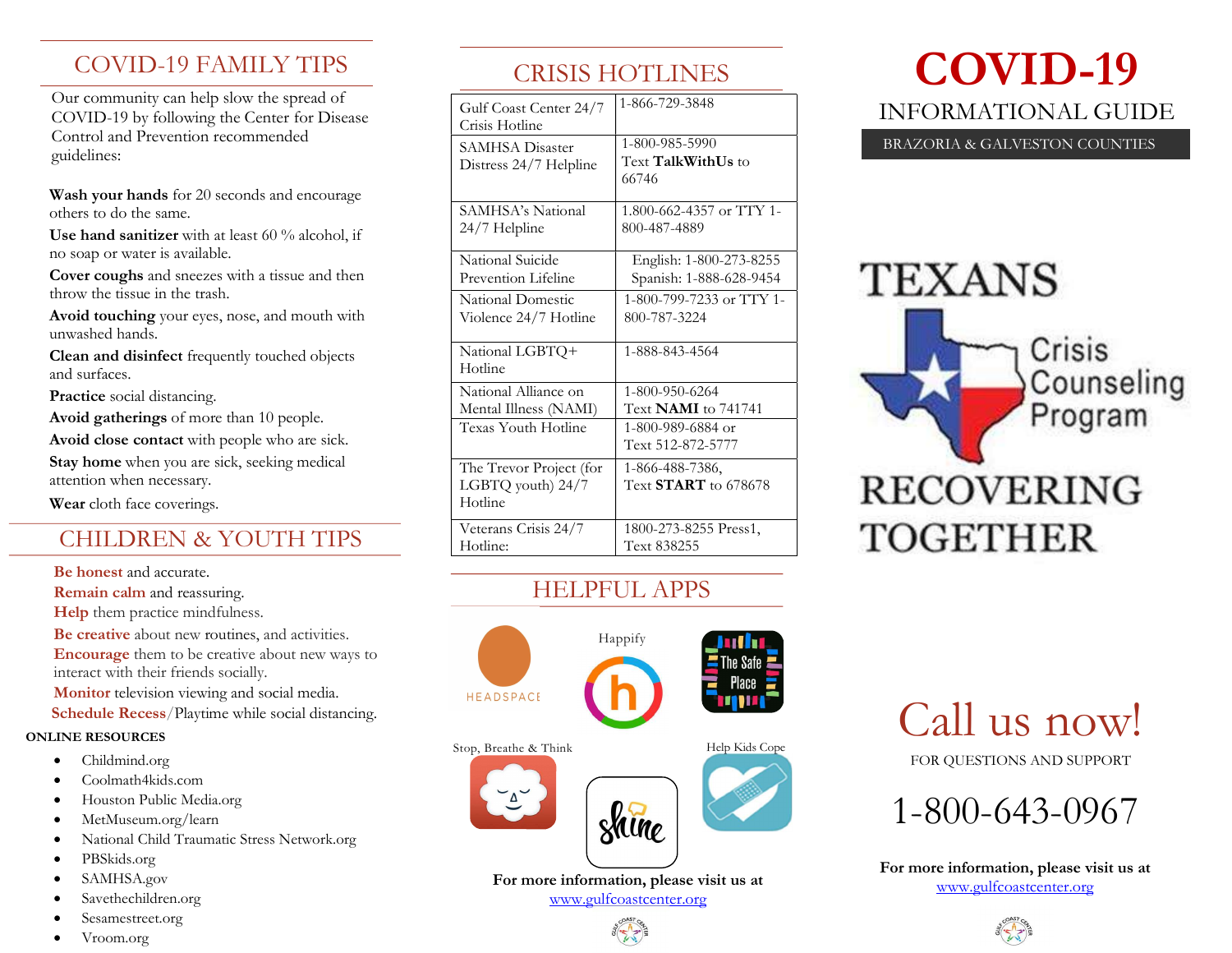## COVID-19 FAMILY TIPS

Our community can help slow the spread of COVID-19 by following the Center for Disease Control and Prevention recommended guidelines:

**Wash your hands** for 20 seconds and encourage others to do the same.

**Use hand sanitizer** with at least 60 % alcohol, if no soap or water is available.

**Cover coughs** and sneezes with a tissue and then throw the tissue in the trash.

**Avoid touching** your eyes, nose, and mouth with unwashed hands.

**Clean and disinfect** frequently touched objects and surfaces.

**Practice** social distancing.

**Avoid gatherings** of more than 10 people.

**Avoid close contact** with people who are sick.

**Stay home** when you are sick, seeking medical attention when necessary.

**Wear** cloth face coverings.

## CHILDREN & YOUTH TIPS

**Be honest** and accurate.

**Remain calm** and reassuring.

**Help** them practice mindfulness.

**Be creative** about new routines, and activities.

**Encourage** them to be creative about new ways to interact with their friends socially.

**Monitor** television viewing and social media.

**Schedule Recess**/Playtime while social distancing.

**ONLINE RESOURCES**

- Childmind.org
- Coolmath4kids.com
- Houston Public Media.org
- MetMuseum.org/learn
- National Child Traumatic Stress Network.org
- PBSkids.org
- SAMHSA.gov
- Savethechildren.org
- Sesamestreet.org
- Vroom.org

## CRISIS HOTLINES

| Hotline | Contact |
|---|---|
| Gulf Coast Center 24/7 Crisis Hotline | 1-866-729-3848 |
| SAMHSA Disaster Distress 24/7 Helpline | 1-800-985-5990 Text **TalkWithUs** to 66746 |
| SAMHSA's National 24/7 Helpline | 1.800-662-4357 or TTY 1-800-487-4889 |
| National Suicide Prevention Lifeline | English: 1-800-273-8255 Spanish: 1-888-628-9454 |
| National Domestic Violence 24/7 Hotline | 1-800-799-7233 or TTY 1-800-787-3224 |
| National LGBTQ+ Hotline | 1-888-843-4564 |
| National Alliance on Mental Illness (NAMI) | 1-800-950-6264 Text **NAMI** to 741741 |
| Texas Youth Hotline | 1-800-989-6884 or Text 512-872-5777 |
| The Trevor Project (for LGBTQ youth) 24/7 Hotline | 1-866-488-7386, Text **START** to 678678 |
| Veterans Crisis 24/7 Hotline: | 1800-273-8255 Press1, Text 838255 |

## HELPFUL APPS

HEADSPACE

Happify

The Safe Place

Stop, Breathe & Think

Shine

Help Kids Cope

**For more information, please visit us at**
www.gulfcoastcenter.org

# COVID-19

INFORMATIONAL GUIDE

BRAZORIA & GALVESTON COUNTIES

TEXANS Crisis Counseling Program

RECOVERING TOGETHER

## Call us now!

FOR QUESTIONS AND SUPPORT

## 1-800-643-0967

**For more information, please visit us at**
www.gulfcoastcenter.org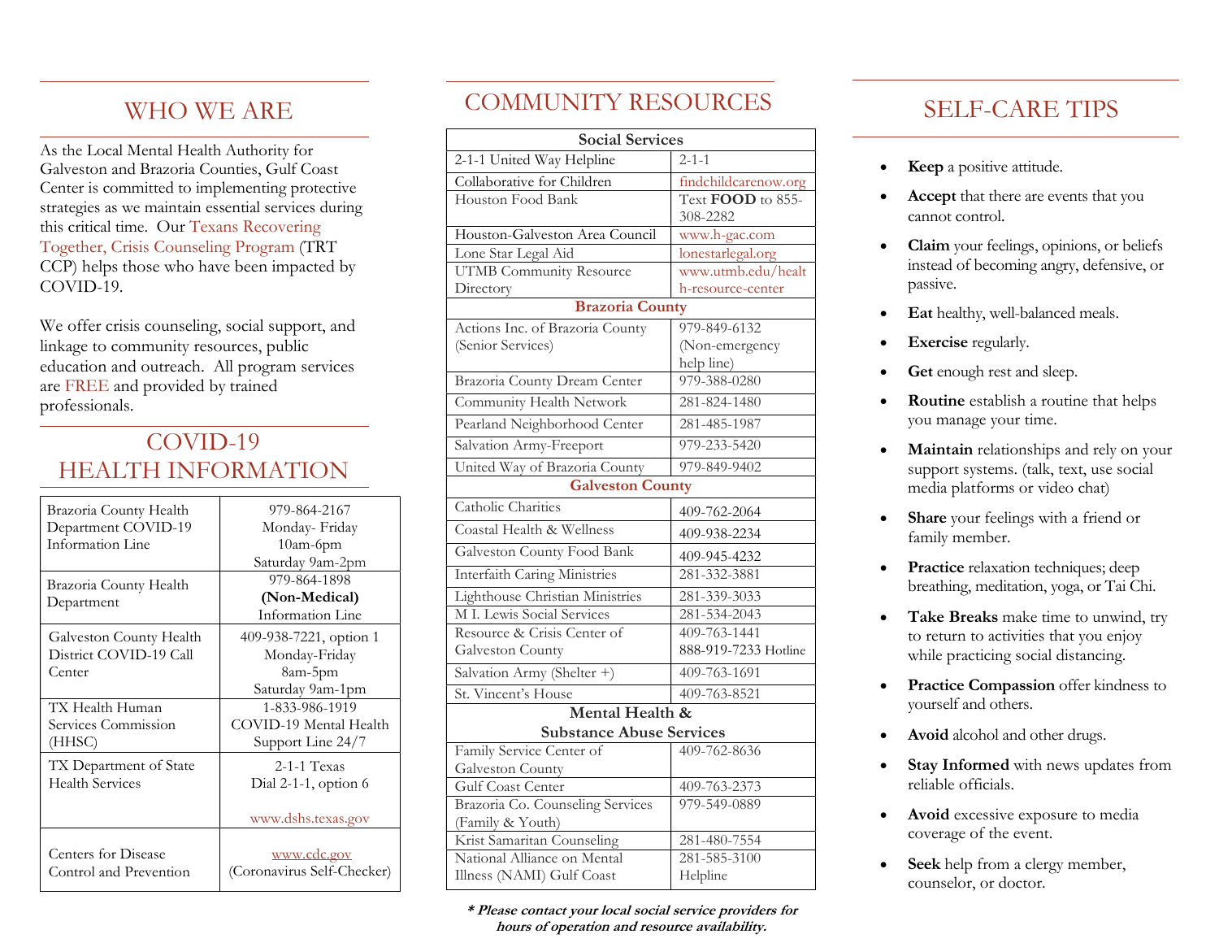## WHO WE ARE

As the Local Mental Health Authority for Galveston and Brazoria Counties, Gulf Coast Center is committed to implementing protective strategies as we maintain essential services during this critical time. Our Texans Recovering Together, Crisis Counseling Program (TRT CCP) helps those who have been impacted by COVID-19.

We offer crisis counseling, social support, and linkage to community resources, public education and outreach. All program services are FREE and provided by trained professionals.

## COVID-19 HEALTH INFORMATION

| | |
|---|---|
| Brazoria County Health Department COVID-19 Information Line | 979-864-2167<br>Monday- Friday<br>10am-6pm<br>Saturday 9am-2pm |
| Brazoria County Health Department | 979-864-1898<br>**(Non-Medical)**<br>Information Line |
| Galveston County Health District COVID-19 Call Center | 409-938-7221, option 1<br>Monday-Friday<br>8am-5pm<br>Saturday 9am-1pm |
| TX Health Human Services Commission (HHSC) | 1-833-986-1919<br>COVID-19 Mental Health Support Line 24/7 |
| TX Department of State Health Services | 2-1-1 Texas<br>Dial 2-1-1, option 6<br><br>www.dshs.texas.gov |
| Centers for Disease Control and Prevention | www.cdc.gov<br>(Coronavirus Self-Checker) |

## COMMUNITY RESOURCES

| Social Services | |
|---|---|
| 2-1-1 United Way Helpline | 2-1-1 |
| Collaborative for Children | findchildcarenow.org |
| Houston Food Bank | Text **FOOD** to 855-308-2282 |
| Houston-Galveston Area Council | www.h-gac.com |
| Lone Star Legal Aid | lonestarlegal.org |
| UTMB Community Resource Directory | www.utmb.edu/health-resource-center |
| **Brazoria County** | |
| Actions Inc. of Brazoria County (Senior Services) | 979-849-6132 (Non-emergency help line) |
| Brazoria County Dream Center | 979-388-0280 |
| Community Health Network | 281-824-1480 |
| Pearland Neighborhood Center | 281-485-1987 |
| Salvation Army-Freeport | 979-233-5420 |
| United Way of Brazoria County | 979-849-9402 |
| **Galveston County** | |
| Catholic Charities | 409-762-2064 |
| Coastal Health & Wellness | 409-938-2234 |
| Galveston County Food Bank | 409-945-4232 |
| Interfaith Caring Ministries | 281-332-3881 |
| Lighthouse Christian Ministries | 281-339-3033 |
| M I. Lewis Social Services | 281-534-2043 |
| Resource & Crisis Center of Galveston County | 409-763-1441<br>888-919-7233 Hotline |
| Salvation Army (Shelter +) | 409-763-1691 |
| St. Vincent's House | 409-763-8521 |
| **Mental Health & Substance Abuse Services** | |
| Family Service Center of Galveston County | 409-762-8636 |
| Gulf Coast Center | 409-763-2373 |
| Brazoria Co. Counseling Services (Family & Youth) | 979-549-0889 |
| Krist Samaritan Counseling | 281-480-7554 |
| National Alliance on Mental Illness (NAMI) Gulf Coast | 281-585-3100 Helpline |

***\* Please contact your local social service providers for hours of operation and resource availability.***

## SELF-CARE TIPS

- **Keep** a positive attitude.
- **Accept** that there are events that you cannot control.
- **Claim** your feelings, opinions, or beliefs instead of becoming angry, defensive, or passive.
- **Eat** healthy, well-balanced meals.
- **Exercise** regularly.
- **Get** enough rest and sleep.
- **Routine** establish a routine that helps you manage your time.
- **Maintain** relationships and rely on your support systems. (talk, text, use social media platforms or video chat)
- **Share** your feelings with a friend or family member.
- **Practice** relaxation techniques; deep breathing, meditation, yoga, or Tai Chi.
- **Take Breaks** make time to unwind, try to return to activities that you enjoy while practicing social distancing.
- **Practice Compassion** offer kindness to yourself and others.
- **Avoid** alcohol and other drugs.
- **Stay Informed** with news updates from reliable officials.
- **Avoid** excessive exposure to media coverage of the event.
- **Seek** help from a clergy member, counselor, or doctor.